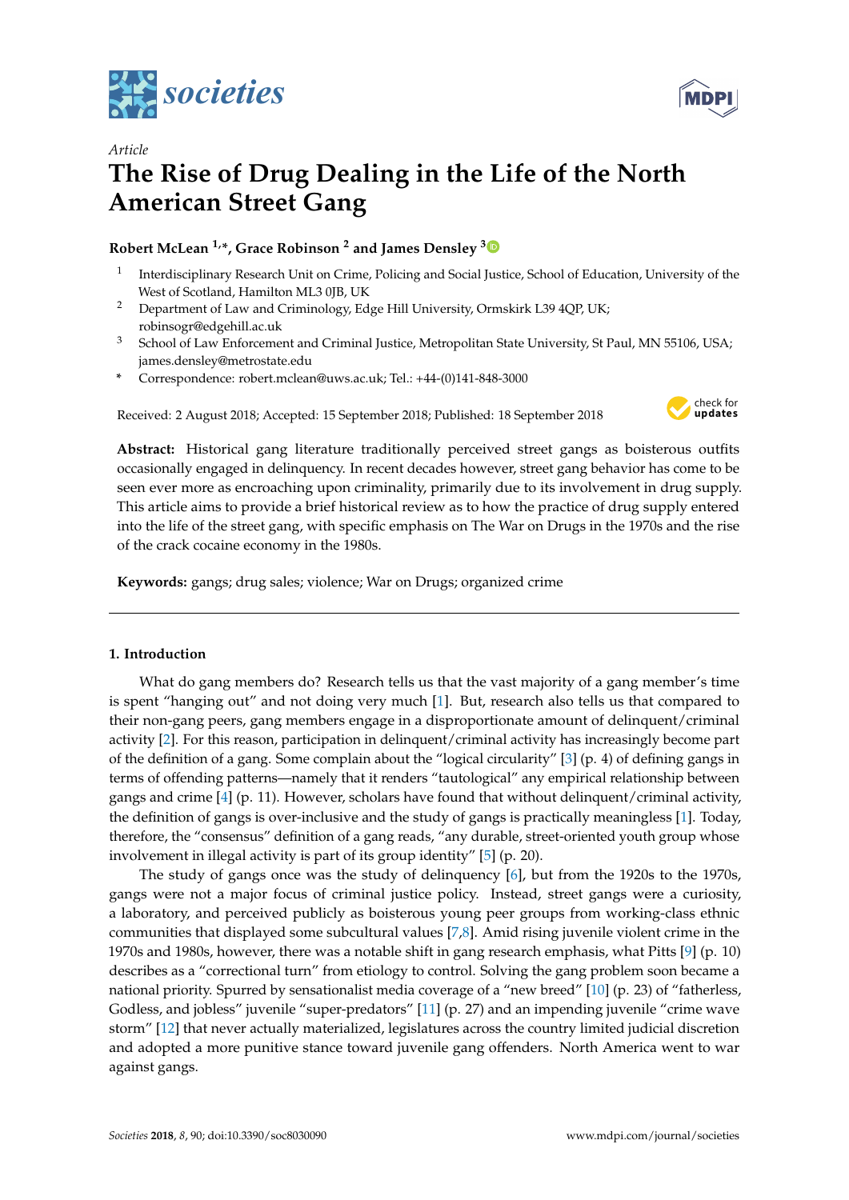*Article*

# The Rise of Drug Dealing in the Life of the North American Street Gang

**Robert McLean [1,*], Grace Robinson [2] and James Densley [3]**

[1] Interdisciplinary Research Unit on Crime, Policing and Social Justice, School of Education, University of the West of Scotland, Hamilton ML3 0JB, UK

[2] Department of Law and Criminology, Edge Hill University, Ormskirk L39 4QP, UK; robinsogr@edgehill.ac.uk

[3] School of Law Enforcement and Criminal Justice, Metropolitan State University, St Paul, MN 55106, USA; james.densley@metrostate.edu

\* Correspondence: robert.mclean@uws.ac.uk; Tel.: +44-(0)141-848-3000

Received: 2 August 2018; Accepted: 15 September 2018; Published: 18 September 2018

**Abstract:** Historical gang literature traditionally perceived street gangs as boisterous outfits occasionally engaged in delinquency. In recent decades however, street gang behavior has come to be seen ever more as encroaching upon criminality, primarily due to its involvement in drug supply. This article aims to provide a brief historical review as to how the practice of drug supply entered into the life of the street gang, with specific emphasis on The War on Drugs in the 1970s and the rise of the crack cocaine economy in the 1980s.

**Keywords:** gangs; drug sales; violence; War on Drugs; organized crime

## 1. Introduction

What do gang members do? Research tells us that the vast majority of a gang member's time is spent "hanging out" and not doing very much [1]. But, research also tells us that compared to their non-gang peers, gang members engage in a disproportionate amount of delinquent/criminal activity [2]. For this reason, participation in delinquent/criminal activity has increasingly become part of the definition of a gang. Some complain about the "logical circularity" [3] (p. 4) of defining gangs in terms of offending patterns—namely that it renders "tautological" any empirical relationship between gangs and crime [4] (p. 11). However, scholars have found that without delinquent/criminal activity, the definition of gangs is over-inclusive and the study of gangs is practically meaningless [1]. Today, therefore, the "consensus" definition of a gang reads, "any durable, street-oriented youth group whose involvement in illegal activity is part of its group identity" [5] (p. 20).

The study of gangs once was the study of delinquency [6], but from the 1920s to the 1970s, gangs were not a major focus of criminal justice policy. Instead, street gangs were a curiosity, a laboratory, and perceived publicly as boisterous young peer groups from working-class ethnic communities that displayed some subcultural values [7,8]. Amid rising juvenile violent crime in the 1970s and 1980s, however, there was a notable shift in gang research emphasis, what Pitts [9] (p. 10) describes as a "correctional turn" from etiology to control. Solving the gang problem soon became a national priority. Spurred by sensationalist media coverage of a "new breed" [10] (p. 23) of "fatherless, Godless, and jobless" juvenile "super-predators" [11] (p. 27) and an impending juvenile "crime wave storm" [12] that never actually materialized, legislatures across the country limited judicial discretion and adopted a more punitive stance toward juvenile gang offenders. North America went to war against gangs.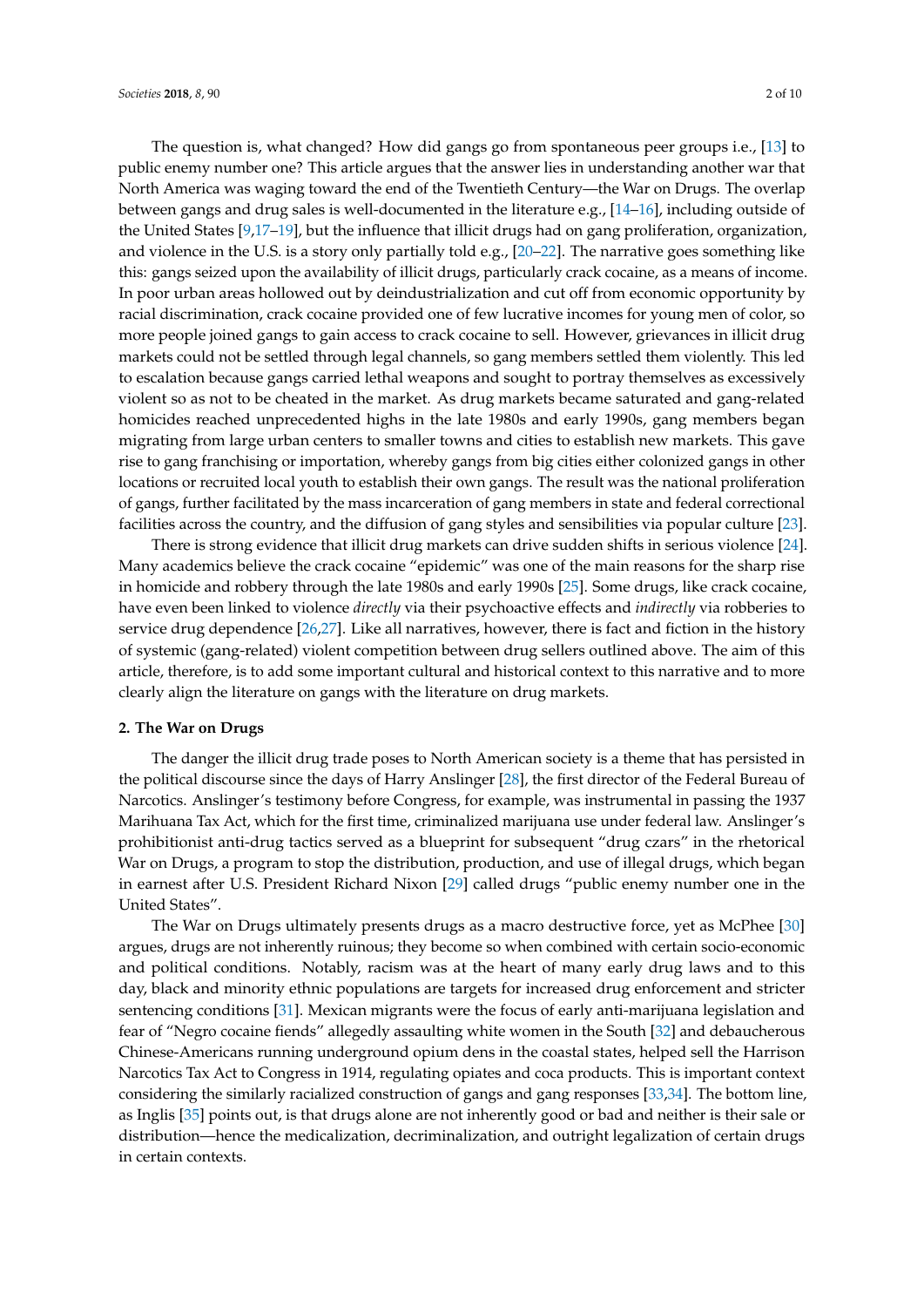The question is, what changed? How did gangs go from spontaneous peer groups i.e., [13] to public enemy number one? This article argues that the answer lies in understanding another war that North America was waging toward the end of the Twentieth Century—the War on Drugs. The overlap between gangs and drug sales is well-documented in the literature e.g., [14–16], including outside of the United States [9,17–19], but the influence that illicit drugs had on gang proliferation, organization, and violence in the U.S. is a story only partially told e.g., [20–22]. The narrative goes something like this: gangs seized upon the availability of illicit drugs, particularly crack cocaine, as a means of income. In poor urban areas hollowed out by deindustrialization and cut off from economic opportunity by racial discrimination, crack cocaine provided one of few lucrative incomes for young men of color, so more people joined gangs to gain access to crack cocaine to sell. However, grievances in illicit drug markets could not be settled through legal channels, so gang members settled them violently. This led to escalation because gangs carried lethal weapons and sought to portray themselves as excessively violent so as not to be cheated in the market. As drug markets became saturated and gang-related homicides reached unprecedented highs in the late 1980s and early 1990s, gang members began migrating from large urban centers to smaller towns and cities to establish new markets. This gave rise to gang franchising or importation, whereby gangs from big cities either colonized gangs in other locations or recruited local youth to establish their own gangs. The result was the national proliferation of gangs, further facilitated by the mass incarceration of gang members in state and federal correctional facilities across the country, and the diffusion of gang styles and sensibilities via popular culture [23].

There is strong evidence that illicit drug markets can drive sudden shifts in serious violence [24]. Many academics believe the crack cocaine "epidemic" was one of the main reasons for the sharp rise in homicide and robbery through the late 1980s and early 1990s [25]. Some drugs, like crack cocaine, have even been linked to violence *directly* via their psychoactive effects and *indirectly* via robberies to service drug dependence [26,27]. Like all narratives, however, there is fact and fiction in the history of systemic (gang-related) violent competition between drug sellers outlined above. The aim of this article, therefore, is to add some important cultural and historical context to this narrative and to more clearly align the literature on gangs with the literature on drug markets.

## 2. The War on Drugs

The danger the illicit drug trade poses to North American society is a theme that has persisted in the political discourse since the days of Harry Anslinger [28], the first director of the Federal Bureau of Narcotics. Anslinger's testimony before Congress, for example, was instrumental in passing the 1937 Marihuana Tax Act, which for the first time, criminalized marijuana use under federal law. Anslinger's prohibitionist anti-drug tactics served as a blueprint for subsequent "drug czars" in the rhetorical War on Drugs, a program to stop the distribution, production, and use of illegal drugs, which began in earnest after U.S. President Richard Nixon [29] called drugs "public enemy number one in the United States".

The War on Drugs ultimately presents drugs as a macro destructive force, yet as McPhee [30] argues, drugs are not inherently ruinous; they become so when combined with certain socio-economic and political conditions. Notably, racism was at the heart of many early drug laws and to this day, black and minority ethnic populations are targets for increased drug enforcement and stricter sentencing conditions [31]. Mexican migrants were the focus of early anti-marijuana legislation and fear of "Negro cocaine fiends" allegedly assaulting white women in the South [32] and debaucherous Chinese-Americans running underground opium dens in the coastal states, helped sell the Harrison Narcotics Tax Act to Congress in 1914, regulating opiates and coca products. This is important context considering the similarly racialized construction of gangs and gang responses [33,34]. The bottom line, as Inglis [35] points out, is that drugs alone are not inherently good or bad and neither is their sale or distribution—hence the medicalization, decriminalization, and outright legalization of certain drugs in certain contexts.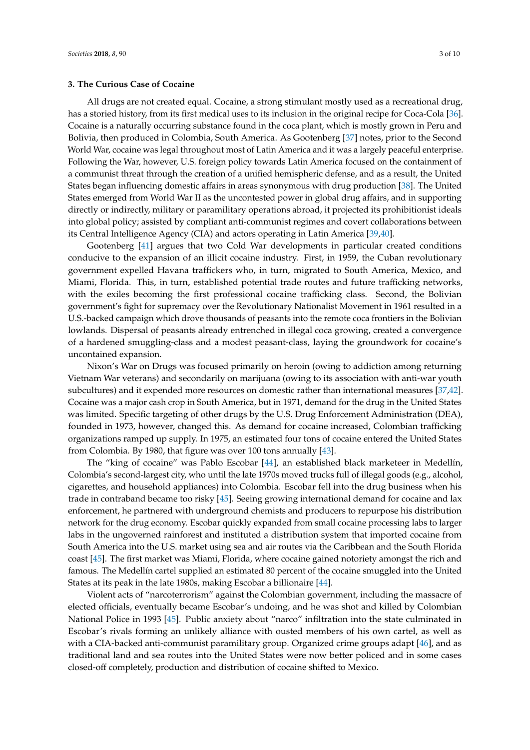### 3. The Curious Case of Cocaine

All drugs are not created equal. Cocaine, a strong stimulant mostly used as a recreational drug, has a storied history, from its first medical uses to its inclusion in the original recipe for Coca-Cola [36]. Cocaine is a naturally occurring substance found in the coca plant, which is mostly grown in Peru and Bolivia, then produced in Colombia, South America. As Gootenberg [37] notes, prior to the Second World War, cocaine was legal throughout most of Latin America and it was a largely peaceful enterprise. Following the War, however, U.S. foreign policy towards Latin America focused on the containment of a communist threat through the creation of a unified hemispheric defense, and as a result, the United States began influencing domestic affairs in areas synonymous with drug production [38]. The United States emerged from World War II as the uncontested power in global drug affairs, and in supporting directly or indirectly, military or paramilitary operations abroad, it projected its prohibitionist ideals into global policy; assisted by compliant anti-communist regimes and covert collaborations between its Central Intelligence Agency (CIA) and actors operating in Latin America [39,40].

Gootenberg [41] argues that two Cold War developments in particular created conditions conducive to the expansion of an illicit cocaine industry. First, in 1959, the Cuban revolutionary government expelled Havana traffickers who, in turn, migrated to South America, Mexico, and Miami, Florida. This, in turn, established potential trade routes and future trafficking networks, with the exiles becoming the first professional cocaine trafficking class. Second, the Bolivian government's fight for supremacy over the Revolutionary Nationalist Movement in 1961 resulted in a U.S.-backed campaign which drove thousands of peasants into the remote coca frontiers in the Bolivian lowlands. Dispersal of peasants already entrenched in illegal coca growing, created a convergence of a hardened smuggling-class and a modest peasant-class, laying the groundwork for cocaine's uncontained expansion.

Nixon's War on Drugs was focused primarily on heroin (owing to addiction among returning Vietnam War veterans) and secondarily on marijuana (owing to its association with anti-war youth subcultures) and it expended more resources on domestic rather than international measures [37,42]. Cocaine was a major cash crop in South America, but in 1971, demand for the drug in the United States was limited. Specific targeting of other drugs by the U.S. Drug Enforcement Administration (DEA), founded in 1973, however, changed this. As demand for cocaine increased, Colombian trafficking organizations ramped up supply. In 1975, an estimated four tons of cocaine entered the United States from Colombia. By 1980, that figure was over 100 tons annually [43].

The "king of cocaine" was Pablo Escobar [44], an established black marketeer in Medellín, Colombia's second-largest city, who until the late 1970s moved trucks full of illegal goods (e.g., alcohol, cigarettes, and household appliances) into Colombia. Escobar fell into the drug business when his trade in contraband became too risky [45]. Seeing growing international demand for cocaine and lax enforcement, he partnered with underground chemists and producers to repurpose his distribution network for the drug economy. Escobar quickly expanded from small cocaine processing labs to larger labs in the ungoverned rainforest and instituted a distribution system that imported cocaine from South America into the U.S. market using sea and air routes via the Caribbean and the South Florida coast [45]. The first market was Miami, Florida, where cocaine gained notoriety amongst the rich and famous. The Medellín cartel supplied an estimated 80 percent of the cocaine smuggled into the United States at its peak in the late 1980s, making Escobar a billionaire [44].

Violent acts of "narcoterrorism" against the Colombian government, including the massacre of elected officials, eventually became Escobar's undoing, and he was shot and killed by Colombian National Police in 1993 [45]. Public anxiety about "narco" infiltration into the state culminated in Escobar's rivals forming an unlikely alliance with ousted members of his own cartel, as well as with a CIA-backed anti-communist paramilitary group. Organized crime groups adapt [46], and as traditional land and sea routes into the United States were now better policed and in some cases closed-off completely, production and distribution of cocaine shifted to Mexico.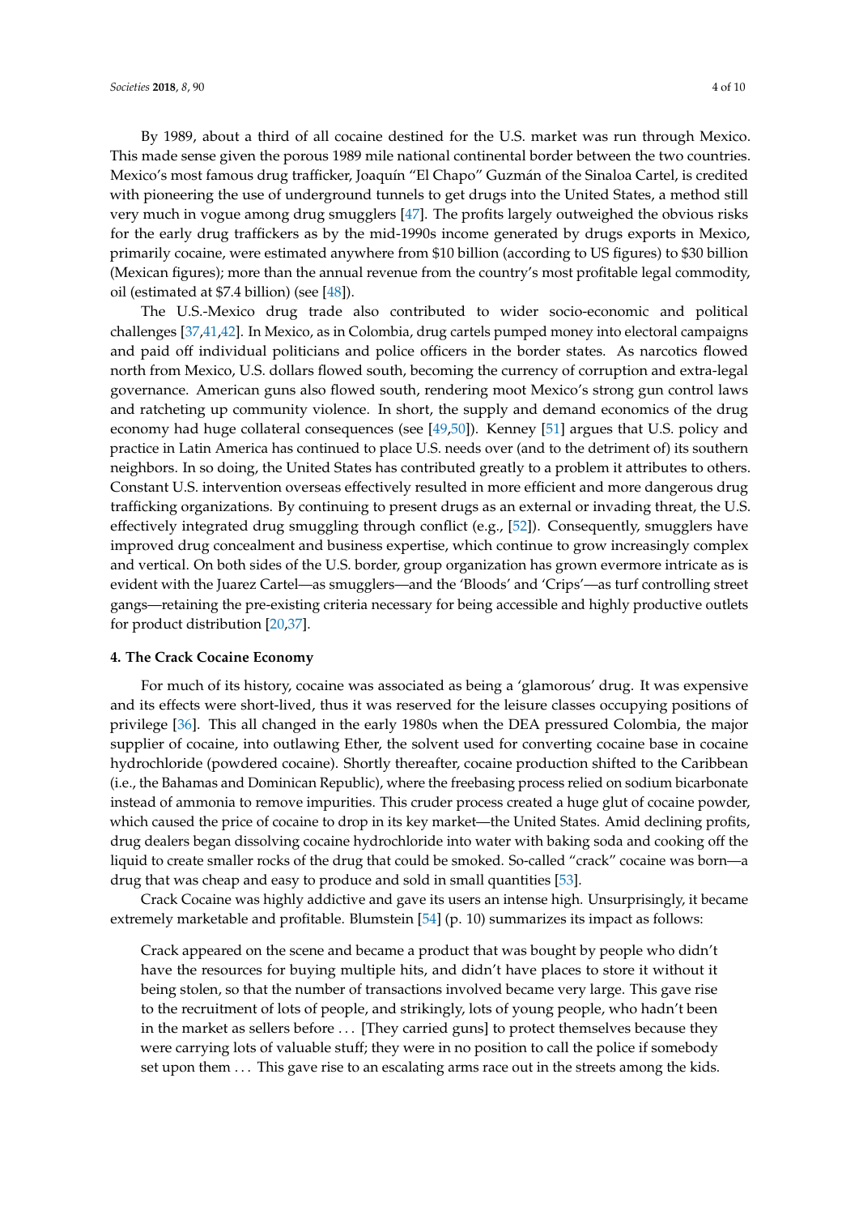By 1989, about a third of all cocaine destined for the U.S. market was run through Mexico. This made sense given the porous 1989 mile national continental border between the two countries. Mexico's most famous drug trafficker, Joaquín "El Chapo" Guzmán of the Sinaloa Cartel, is credited with pioneering the use of underground tunnels to get drugs into the United States, a method still very much in vogue among drug smugglers [47]. The profits largely outweighed the obvious risks for the early drug traffickers as by the mid-1990s income generated by drugs exports in Mexico, primarily cocaine, were estimated anywhere from $10 billion (according to US figures) to $30 billion (Mexican figures); more than the annual revenue from the country's most profitable legal commodity, oil (estimated at $7.4 billion) (see [48]).

The U.S.-Mexico drug trade also contributed to wider socio-economic and political challenges [37,41,42]. In Mexico, as in Colombia, drug cartels pumped money into electoral campaigns and paid off individual politicians and police officers in the border states. As narcotics flowed north from Mexico, U.S. dollars flowed south, becoming the currency of corruption and extra-legal governance. American guns also flowed south, rendering moot Mexico's strong gun control laws and ratcheting up community violence. In short, the supply and demand economics of the drug economy had huge collateral consequences (see [49,50]). Kenney [51] argues that U.S. policy and practice in Latin America has continued to place U.S. needs over (and to the detriment of) its southern neighbors. In so doing, the United States has contributed greatly to a problem it attributes to others. Constant U.S. intervention overseas effectively resulted in more efficient and more dangerous drug trafficking organizations. By continuing to present drugs as an external or invading threat, the U.S. effectively integrated drug smuggling through conflict (e.g., [52]). Consequently, smugglers have improved drug concealment and business expertise, which continue to grow increasingly complex and vertical. On both sides of the U.S. border, group organization has grown evermore intricate as is evident with the Juarez Cartel—as smugglers—and the 'Bloods' and 'Crips'—as turf controlling street gangs—retaining the pre-existing criteria necessary for being accessible and highly productive outlets for product distribution [20,37].

## 4. The Crack Cocaine Economy

For much of its history, cocaine was associated as being a 'glamorous' drug. It was expensive and its effects were short-lived, thus it was reserved for the leisure classes occupying positions of privilege [36]. This all changed in the early 1980s when the DEA pressured Colombia, the major supplier of cocaine, into outlawing Ether, the solvent used for converting cocaine base in cocaine hydrochloride (powdered cocaine). Shortly thereafter, cocaine production shifted to the Caribbean (i.e., the Bahamas and Dominican Republic), where the freebasing process relied on sodium bicarbonate instead of ammonia to remove impurities. This cruder process created a huge glut of cocaine powder, which caused the price of cocaine to drop in its key market—the United States. Amid declining profits, drug dealers began dissolving cocaine hydrochloride into water with baking soda and cooking off the liquid to create smaller rocks of the drug that could be smoked. So-called "crack" cocaine was born—a drug that was cheap and easy to produce and sold in small quantities [53].

Crack Cocaine was highly addictive and gave its users an intense high. Unsurprisingly, it became extremely marketable and profitable. Blumstein [54] (p. 10) summarizes its impact as follows:

> Crack appeared on the scene and became a product that was bought by people who didn't have the resources for buying multiple hits, and didn't have places to store it without it being stolen, so that the number of transactions involved became very large. This gave rise to the recruitment of lots of people, and strikingly, lots of young people, who hadn't been in the market as sellers before ... [They carried guns] to protect themselves because they were carrying lots of valuable stuff; they were in no position to call the police if somebody set upon them ... This gave rise to an escalating arms race out in the streets among the kids.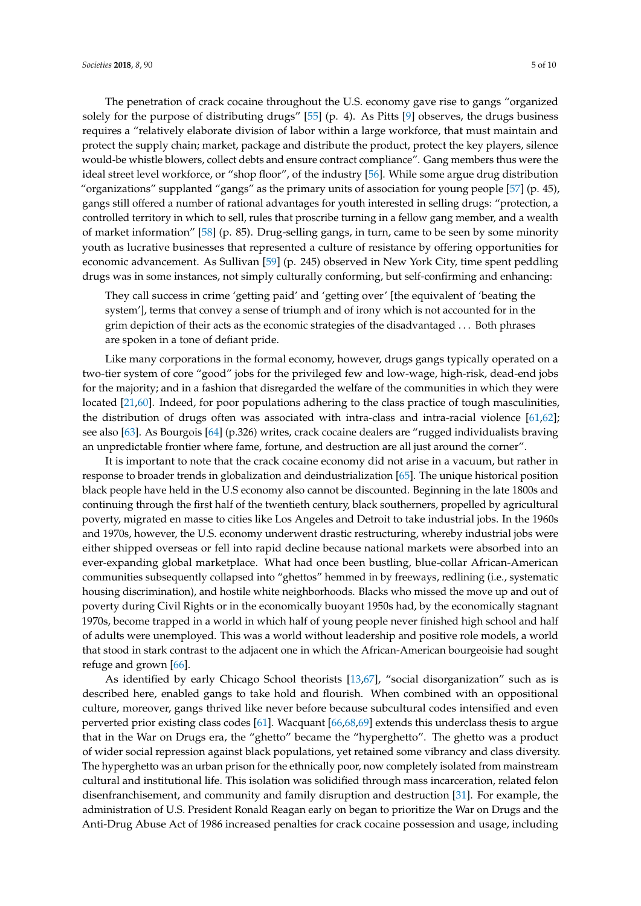The penetration of crack cocaine throughout the U.S. economy gave rise to gangs "organized solely for the purpose of distributing drugs" [55] (p. 4). As Pitts [9] observes, the drugs business requires a "relatively elaborate division of labor within a large workforce, that must maintain and protect the supply chain; market, package and distribute the product, protect the key players, silence would-be whistle blowers, collect debts and ensure contract compliance". Gang members thus were the ideal street level workforce, or "shop floor", of the industry [56]. While some argue drug distribution "organizations" supplanted "gangs" as the primary units of association for young people [57] (p. 45), gangs still offered a number of rational advantages for youth interested in selling drugs: "protection, a controlled territory in which to sell, rules that proscribe turning in a fellow gang member, and a wealth of market information" [58] (p. 85). Drug-selling gangs, in turn, came to be seen by some minority youth as lucrative businesses that represented a culture of resistance by offering opportunities for economic advancement. As Sullivan [59] (p. 245) observed in New York City, time spent peddling drugs was in some instances, not simply culturally conforming, but self-confirming and enhancing:

> They call success in crime 'getting paid' and 'getting over' [the equivalent of 'beating the system'], terms that convey a sense of triumph and of irony which is not accounted for in the grim depiction of their acts as the economic strategies of the disadvantaged . . . Both phrases are spoken in a tone of defiant pride.

Like many corporations in the formal economy, however, drugs gangs typically operated on a two-tier system of core "good" jobs for the privileged few and low-wage, high-risk, dead-end jobs for the majority; and in a fashion that disregarded the welfare of the communities in which they were located [21,60]. Indeed, for poor populations adhering to the class practice of tough masculinities, the distribution of drugs often was associated with intra-class and intra-racial violence [61,62]; see also [63]. As Bourgois [64] (p.326) writes, crack cocaine dealers are "rugged individualists braving an unpredictable frontier where fame, fortune, and destruction are all just around the corner".

It is important to note that the crack cocaine economy did not arise in a vacuum, but rather in response to broader trends in globalization and deindustrialization [65]. The unique historical position black people have held in the U.S economy also cannot be discounted. Beginning in the late 1800s and continuing through the first half of the twentieth century, black southerners, propelled by agricultural poverty, migrated en masse to cities like Los Angeles and Detroit to take industrial jobs. In the 1960s and 1970s, however, the U.S. economy underwent drastic restructuring, whereby industrial jobs were either shipped overseas or fell into rapid decline because national markets were absorbed into an ever-expanding global marketplace. What had once been bustling, blue-collar African-American communities subsequently collapsed into "ghettos" hemmed in by freeways, redlining (i.e., systematic housing discrimination), and hostile white neighborhoods. Blacks who missed the move up and out of poverty during Civil Rights or in the economically buoyant 1950s had, by the economically stagnant 1970s, become trapped in a world in which half of young people never finished high school and half of adults were unemployed. This was a world without leadership and positive role models, a world that stood in stark contrast to the adjacent one in which the African-American bourgeoisie had sought refuge and grown [66].

As identified by early Chicago School theorists [13,67], "social disorganization" such as is described here, enabled gangs to take hold and flourish. When combined with an oppositional culture, moreover, gangs thrived like never before because subcultural codes intensified and even perverted prior existing class codes [61]. Wacquant [66,68,69] extends this underclass thesis to argue that in the War on Drugs era, the "ghetto" became the "hyperghetto". The ghetto was a product of wider social repression against black populations, yet retained some vibrancy and class diversity. The hyperghetto was an urban prison for the ethnically poor, now completely isolated from mainstream cultural and institutional life. This isolation was solidified through mass incarceration, related felon disenfranchisement, and community and family disruption and destruction [31]. For example, the administration of U.S. President Ronald Reagan early on began to prioritize the War on Drugs and the Anti-Drug Abuse Act of 1986 increased penalties for crack cocaine possession and usage, including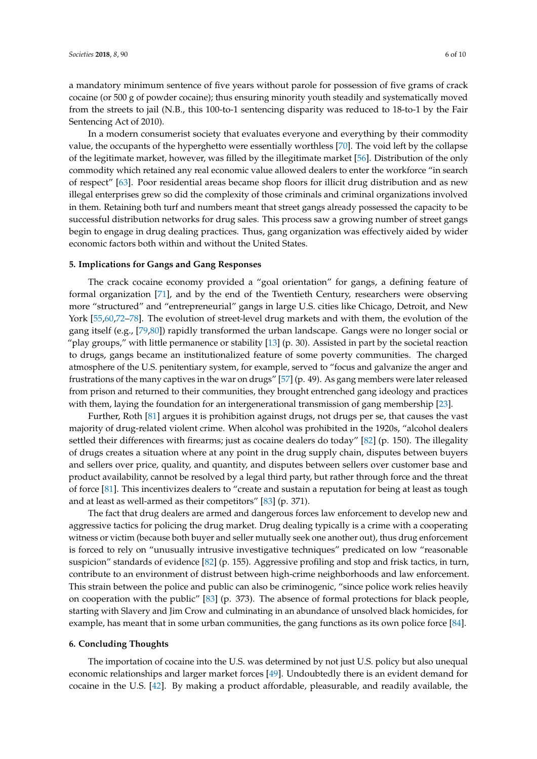a mandatory minimum sentence of five years without parole for possession of five grams of crack cocaine (or 500 g of powder cocaine); thus ensuring minority youth steadily and systematically moved from the streets to jail (N.B., this 100-to-1 sentencing disparity was reduced to 18-to-1 by the Fair Sentencing Act of 2010).

In a modern consumerist society that evaluates everyone and everything by their commodity value, the occupants of the hyperghetto were essentially worthless [70]. The void left by the collapse of the legitimate market, however, was filled by the illegitimate market [56]. Distribution of the only commodity which retained any real economic value allowed dealers to enter the workforce "in search of respect" [63]. Poor residential areas became shop floors for illicit drug distribution and as new illegal enterprises grew so did the complexity of those criminals and criminal organizations involved in them. Retaining both turf and numbers meant that street gangs already possessed the capacity to be successful distribution networks for drug sales. This process saw a growing number of street gangs begin to engage in drug dealing practices. Thus, gang organization was effectively aided by wider economic factors both within and without the United States.

## 5. Implications for Gangs and Gang Responses

The crack cocaine economy provided a "goal orientation" for gangs, a defining feature of formal organization [71], and by the end of the Twentieth Century, researchers were observing more "structured" and "entrepreneurial" gangs in large U.S. cities like Chicago, Detroit, and New York [55,60,72–78]. The evolution of street-level drug markets and with them, the evolution of the gang itself (e.g., [79,80]) rapidly transformed the urban landscape. Gangs were no longer social or "play groups," with little permanence or stability [13] (p. 30). Assisted in part by the societal reaction to drugs, gangs became an institutionalized feature of some poverty communities. The charged atmosphere of the U.S. penitentiary system, for example, served to "focus and galvanize the anger and frustrations of the many captives in the war on drugs" [57] (p. 49). As gang members were later released from prison and returned to their communities, they brought entrenched gang ideology and practices with them, laying the foundation for an intergenerational transmission of gang membership [23].

Further, Roth [81] argues it is prohibition against drugs, not drugs per se, that causes the vast majority of drug-related violent crime. When alcohol was prohibited in the 1920s, "alcohol dealers settled their differences with firearms; just as cocaine dealers do today" [82] (p. 150). The illegality of drugs creates a situation where at any point in the drug supply chain, disputes between buyers and sellers over price, quality, and quantity, and disputes between sellers over customer base and product availability, cannot be resolved by a legal third party, but rather through force and the threat of force [81]. This incentivizes dealers to "create and sustain a reputation for being at least as tough and at least as well-armed as their competitors" [83] (p. 371).

The fact that drug dealers are armed and dangerous forces law enforcement to develop new and aggressive tactics for policing the drug market. Drug dealing typically is a crime with a cooperating witness or victim (because both buyer and seller mutually seek one another out), thus drug enforcement is forced to rely on "unusually intrusive investigative techniques" predicated on low "reasonable suspicion" standards of evidence [82] (p. 155). Aggressive profiling and stop and frisk tactics, in turn, contribute to an environment of distrust between high-crime neighborhoods and law enforcement. This strain between the police and public can also be criminogenic, "since police work relies heavily on cooperation with the public" [83] (p. 373). The absence of formal protections for black people, starting with Slavery and Jim Crow and culminating in an abundance of unsolved black homicides, for example, has meant that in some urban communities, the gang functions as its own police force [84].

## 6. Concluding Thoughts

The importation of cocaine into the U.S. was determined by not just U.S. policy but also unequal economic relationships and larger market forces [49]. Undoubtedly there is an evident demand for cocaine in the U.S. [42]. By making a product affordable, pleasurable, and readily available, the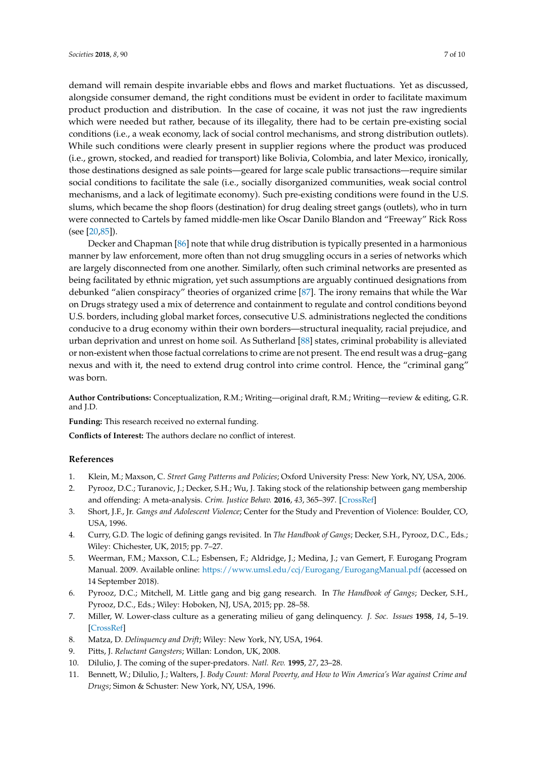demand will remain despite invariable ebbs and flows and market fluctuations. Yet as discussed, alongside consumer demand, the right conditions must be evident in order to facilitate maximum product production and distribution. In the case of cocaine, it was not just the raw ingredients which were needed but rather, because of its illegality, there had to be certain pre-existing social conditions (i.e., a weak economy, lack of social control mechanisms, and strong distribution outlets). While such conditions were clearly present in supplier regions where the product was produced (i.e., grown, stocked, and readied for transport) like Bolivia, Colombia, and later Mexico, ironically, those destinations designed as sale points—geared for large scale public transactions—require similar social conditions to facilitate the sale (i.e., socially disorganized communities, weak social control mechanisms, and a lack of legitimate economy). Such pre-existing conditions were found in the U.S. slums, which became the shop floors (destination) for drug dealing street gangs (outlets), who in turn were connected to Cartels by famed middle-men like Oscar Danilo Blandon and "Freeway" Rick Ross (see [20,85]).

Decker and Chapman [86] note that while drug distribution is typically presented in a harmonious manner by law enforcement, more often than not drug smuggling occurs in a series of networks which are largely disconnected from one another. Similarly, often such criminal networks are presented as being facilitated by ethnic migration, yet such assumptions are arguably continued designations from debunked "alien conspiracy" theories of organized crime [87]. The irony remains that while the War on Drugs strategy used a mix of deterrence and containment to regulate and control conditions beyond U.S. borders, including global market forces, consecutive U.S. administrations neglected the conditions conducive to a drug economy within their own borders—structural inequality, racial prejudice, and urban deprivation and unrest on home soil. As Sutherland [88] states, criminal probability is alleviated or non-existent when those factual correlations to crime are not present. The end result was a drug–gang nexus and with it, the need to extend drug control into crime control. Hence, the "criminal gang" was born.

**Author Contributions:** Conceptualization, R.M.; Writing—original draft, R.M.; Writing—review & editing, G.R. and J.D.

**Funding:** This research received no external funding.

**Conflicts of Interest:** The authors declare no conflict of interest.

## References

1. Klein, M.; Maxson, C. *Street Gang Patterns and Policies*; Oxford University Press: New York, NY, USA, 2006.
2. Pyrooz, D.C.; Turanovic, J.; Decker, S.H.; Wu, J. Taking stock of the relationship between gang membership and offending: A meta-analysis. *Crim. Justice Behav.* **2016**, *43*, 365–397. [CrossRef]
3. Short, J.F., Jr. *Gangs and Adolescent Violence*; Center for the Study and Prevention of Violence: Boulder, CO, USA, 1996.
4. Curry, G.D. The logic of defining gangs revisited. In *The Handbook of Gangs*; Decker, S.H., Pyrooz, D.C., Eds.; Wiley: Chichester, UK, 2015; pp. 7–27.
5. Weerman, F.M.; Maxson, C.L.; Esbensen, F.; Aldridge, J.; Medina, J.; van Gemert, F. Eurogang Program Manual. 2009. Available online: https://www.umsl.edu/ccj/Eurogang/EurogangManual.pdf (accessed on 14 September 2018).
6. Pyrooz, D.C.; Mitchell, M. Little gang and big gang research. In *The Handbook of Gangs*; Decker, S.H., Pyrooz, D.C., Eds.; Wiley: Hoboken, NJ, USA, 2015; pp. 28–58.
7. Miller, W. Lower-class culture as a generating milieu of gang delinquency. *J. Soc. Issues* **1958**, *14*, 5–19. [CrossRef]
8. Matza, D. *Delinquency and Drift*; Wiley: New York, NY, USA, 1964.
9. Pitts, J. *Reluctant Gangsters*; Willan: London, UK, 2008.
10. Dilulio, J. The coming of the super-predators. *Natl. Rev.* **1995**, *27*, 23–28.
11. Bennett, W.; Dilulio, J.; Walters, J. *Body Count: Moral Poverty, and How to Win America's War against Crime and Drugs*; Simon & Schuster: New York, NY, USA, 1996.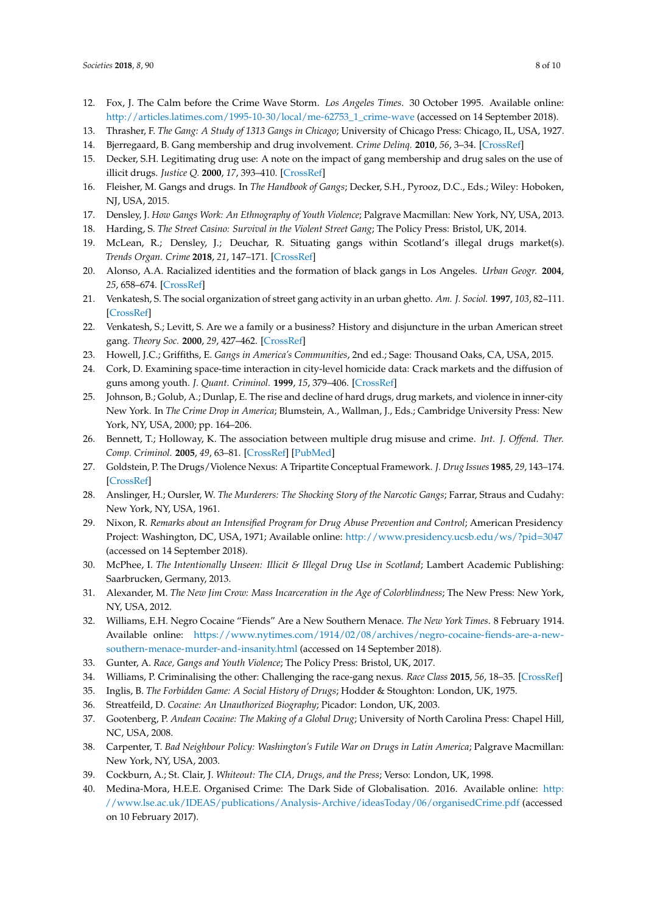12. Fox, J. The Calm before the Crime Wave Storm. *Los Angeles Times*. 30 October 1995. Available online: http://articles.latimes.com/1995-10-30/local/me-62753_1_crime-wave (accessed on 14 September 2018).
13. Thrasher, F. *The Gang: A Study of 1313 Gangs in Chicago*; University of Chicago Press: Chicago, IL, USA, 1927.
14. Bjerregaard, B. Gang membership and drug involvement. *Crime Delinq.* **2010**, *56*, 3–34. [CrossRef]
15. Decker, S.H. Legitimating drug use: A note on the impact of gang membership and drug sales on the use of illicit drugs. *Justice Q.* **2000**, *17*, 393–410. [CrossRef]
16. Fleisher, M. Gangs and drugs. In *The Handbook of Gangs*; Decker, S.H., Pyrooz, D.C., Eds.; Wiley: Hoboken, NJ, USA, 2015.
17. Densley, J. *How Gangs Work: An Ethnography of Youth Violence*; Palgrave Macmillan: New York, NY, USA, 2013.
18. Harding, S. *The Street Casino: Survival in the Violent Street Gang*; The Policy Press: Bristol, UK, 2014.
19. McLean, R.; Densley, J.; Deuchar, R. Situating gangs within Scotland's illegal drugs market(s). *Trends Organ. Crime* **2018**, *21*, 147–171. [CrossRef]
20. Alonso, A.A. Racialized identities and the formation of black gangs in Los Angeles. *Urban Geogr.* **2004**, *25*, 658–674. [CrossRef]
21. Venkatesh, S. The social organization of street gang activity in an urban ghetto. *Am. J. Sociol.* **1997**, *103*, 82–111. [CrossRef]
22. Venkatesh, S.; Levitt, S. Are we a family or a business? History and disjuncture in the urban American street gang. *Theory Soc.* **2000**, *29*, 427–462. [CrossRef]
23. Howell, J.C.; Griffiths, E. *Gangs in America's Communities*, 2nd ed.; Sage: Thousand Oaks, CA, USA, 2015.
24. Cork, D. Examining space-time interaction in city-level homicide data: Crack markets and the diffusion of guns among youth. *J. Quant. Criminol.* **1999**, *15*, 379–406. [CrossRef]
25. Johnson, B.; Golub, A.; Dunlap, E. The rise and decline of hard drugs, drug markets, and violence in inner-city New York. In *The Crime Drop in America*; Blumstein, A., Wallman, J., Eds.; Cambridge University Press: New York, NY, USA, 2000; pp. 164–206.
26. Bennett, T.; Holloway, K. The association between multiple drug misuse and crime. *Int. J. Offend. Ther. Comp. Criminol.* **2005**, *49*, 63–81. [CrossRef] [PubMed]
27. Goldstein, P. The Drugs/Violence Nexus: A Tripartite Conceptual Framework. *J. Drug Issues* **1985**, *29*, 143–174. [CrossRef]
28. Anslinger, H.; Oursler, W. *The Murderers: The Shocking Story of the Narcotic Gangs*; Farrar, Straus and Cudahy: New York, NY, USA, 1961.
29. Nixon, R. *Remarks about an Intensified Program for Drug Abuse Prevention and Control*; American Presidency Project: Washington, DC, USA, 1971; Available online: http://www.presidency.ucsb.edu/ws/?pid=3047 (accessed on 14 September 2018).
30. McPhee, I. *The Intentionally Unseen: Illicit & Illegal Drug Use in Scotland*; Lambert Academic Publishing: Saarbrucken, Germany, 2013.
31. Alexander, M. *The New Jim Crow: Mass Incarceration in the Age of Colorblindness*; The New Press: New York, NY, USA, 2012.
32. Williams, E.H. Negro Cocaine "Fiends" Are a New Southern Menace. *The New York Times*. 8 February 1914. Available online: https://www.nytimes.com/1914/02/08/archives/negro-cocaine-fiends-are-a-new-southern-menace-murder-and-insanity.html (accessed on 14 September 2018).
33. Gunter, A. *Race, Gangs and Youth Violence*; The Policy Press: Bristol, UK, 2017.
34. Williams, P. Criminalising the other: Challenging the race-gang nexus. *Race Class* **2015**, *56*, 18–35. [CrossRef]
35. Inglis, B. *The Forbidden Game: A Social History of Drugs*; Hodder & Stoughton: London, UK, 1975.
36. Streatfeild, D. *Cocaine: An Unauthorized Biography*; Picador: London, UK, 2003.
37. Gootenberg, P. *Andean Cocaine: The Making of a Global Drug*; University of North Carolina Press: Chapel Hill, NC, USA, 2008.
38. Carpenter, T. *Bad Neighbour Policy: Washington's Futile War on Drugs in Latin America*; Palgrave Macmillan: New York, NY, USA, 2003.
39. Cockburn, A.; St. Clair, J. *Whiteout: The CIA, Drugs, and the Press*; Verso: London, UK, 1998.
40. Medina-Mora, H.E.E. Organised Crime: The Dark Side of Globalisation. 2016. Available online: http://www.lse.ac.uk/IDEAS/publications/Analysis-Archive/ideasToday/06/organisedCrime.pdf (accessed on 10 February 2017).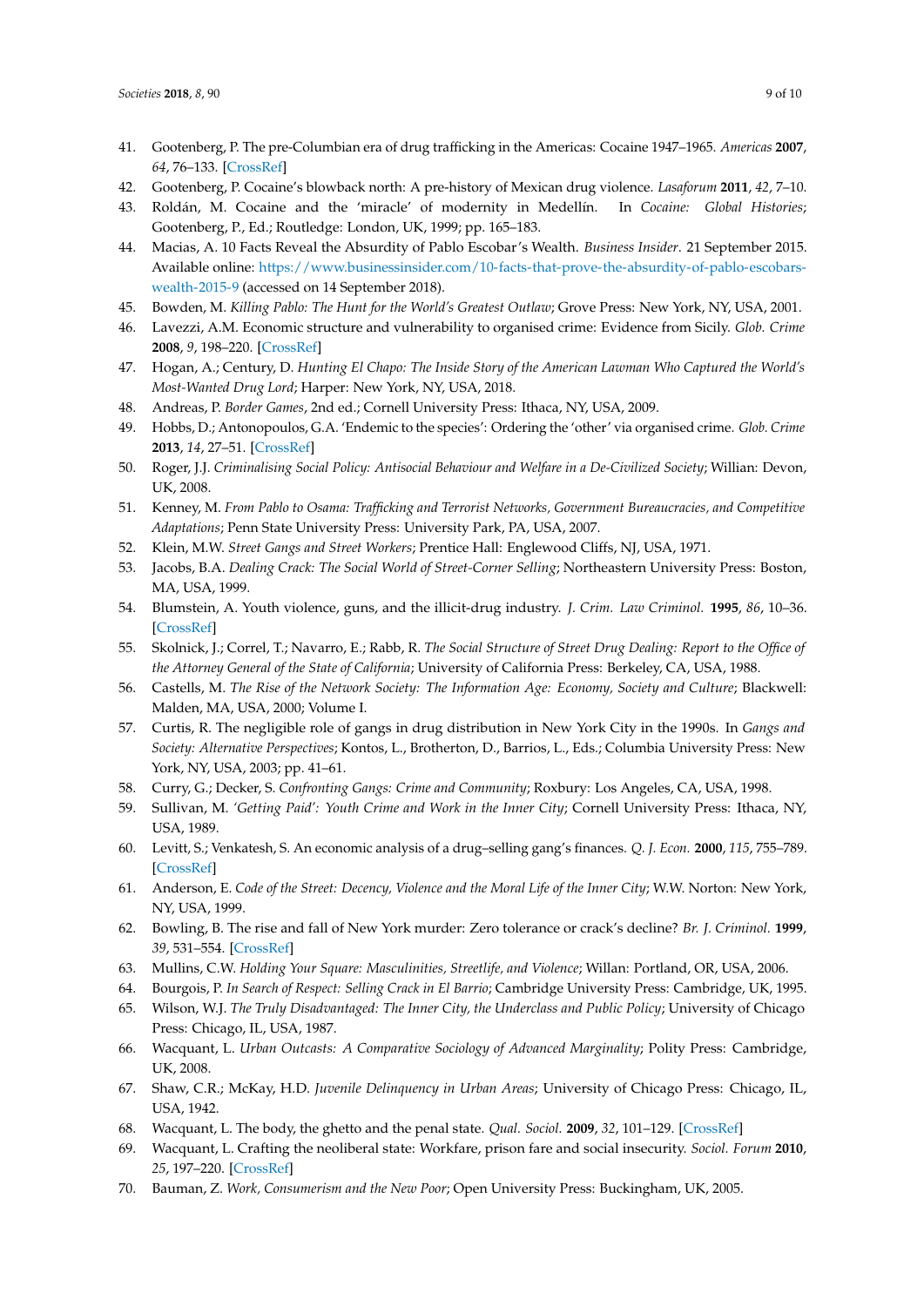41. Gootenberg, P. The pre-Columbian era of drug trafficking in the Americas: Cocaine 1947–1965. *Americas* **2007**, *64*, 76–133. [CrossRef]
42. Gootenberg, P. Cocaine's blowback north: A pre-history of Mexican drug violence. *Lasaforum* **2011**, *42*, 7–10.
43. Roldán, M. Cocaine and the 'miracle' of modernity in Medellín. In *Cocaine: Global Histories*; Gootenberg, P., Ed.; Routledge: London, UK, 1999; pp. 165–183.
44. Macias, A. 10 Facts Reveal the Absurdity of Pablo Escobar's Wealth. *Business Insider*. 21 September 2015. Available online: https://www.businessinsider.com/10-facts-that-prove-the-absurdity-of-pablo-escobars-wealth-2015-9 (accessed on 14 September 2018).
45. Bowden, M. *Killing Pablo: The Hunt for the World's Greatest Outlaw*; Grove Press: New York, NY, USA, 2001.
46. Lavezzi, A.M. Economic structure and vulnerability to organised crime: Evidence from Sicily. *Glob. Crime* **2008**, *9*, 198–220. [CrossRef]
47. Hogan, A.; Century, D. *Hunting El Chapo: The Inside Story of the American Lawman Who Captured the World's Most-Wanted Drug Lord*; Harper: New York, NY, USA, 2018.
48. Andreas, P. *Border Games*, 2nd ed.; Cornell University Press: Ithaca, NY, USA, 2009.
49. Hobbs, D.; Antonopoulos, G.A. 'Endemic to the species': Ordering the 'other' via organised crime. *Glob. Crime* **2013**, *14*, 27–51. [CrossRef]
50. Roger, J.J. *Criminalising Social Policy: Antisocial Behaviour and Welfare in a De-Civilized Society*; Willian: Devon, UK, 2008.
51. Kenney, M. *From Pablo to Osama: Trafficking and Terrorist Networks, Government Bureaucracies, and Competitive Adaptations*; Penn State University Press: University Park, PA, USA, 2007.
52. Klein, M.W. *Street Gangs and Street Workers*; Prentice Hall: Englewood Cliffs, NJ, USA, 1971.
53. Jacobs, B.A. *Dealing Crack: The Social World of Street-Corner Selling*; Northeastern University Press: Boston, MA, USA, 1999.
54. Blumstein, A. Youth violence, guns, and the illicit-drug industry. *J. Crim. Law Criminol.* **1995**, *86*, 10–36. [CrossRef]
55. Skolnick, J.; Correl, T.; Navarro, E.; Rabb, R. *The Social Structure of Street Drug Dealing: Report to the Office of the Attorney General of the State of California*; University of California Press: Berkeley, CA, USA, 1988.
56. Castells, M. *The Rise of the Network Society: The Information Age: Economy, Society and Culture*; Blackwell: Malden, MA, USA, 2000; Volume I.
57. Curtis, R. The negligible role of gangs in drug distribution in New York City in the 1990s. In *Gangs and Society: Alternative Perspectives*; Kontos, L., Brotherton, D., Barrios, L., Eds.; Columbia University Press: New York, NY, USA, 2003; pp. 41–61.
58. Curry, G.; Decker, S. *Confronting Gangs: Crime and Community*; Roxbury: Los Angeles, CA, USA, 1998.
59. Sullivan, M. *'Getting Paid': Youth Crime and Work in the Inner City*; Cornell University Press: Ithaca, NY, USA, 1989.
60. Levitt, S.; Venkatesh, S. An economic analysis of a drug–selling gang's finances. *Q. J. Econ.* **2000**, *115*, 755–789. [CrossRef]
61. Anderson, E. *Code of the Street: Decency, Violence and the Moral Life of the Inner City*; W.W. Norton: New York, NY, USA, 1999.
62. Bowling, B. The rise and fall of New York murder: Zero tolerance or crack's decline? *Br. J. Criminol.* **1999**, *39*, 531–554. [CrossRef]
63. Mullins, C.W. *Holding Your Square: Masculinities, Streetlife, and Violence*; Willan: Portland, OR, USA, 2006.
64. Bourgois, P. *In Search of Respect: Selling Crack in El Barrio*; Cambridge University Press: Cambridge, UK, 1995.
65. Wilson, W.J. *The Truly Disadvantaged: The Inner City, the Underclass and Public Policy*; University of Chicago Press: Chicago, IL, USA, 1987.
66. Wacquant, L. *Urban Outcasts: A Comparative Sociology of Advanced Marginality*; Polity Press: Cambridge, UK, 2008.
67. Shaw, C.R.; McKay, H.D. *Juvenile Delinquency in Urban Areas*; University of Chicago Press: Chicago, IL, USA, 1942.
68. Wacquant, L. The body, the ghetto and the penal state. *Qual. Sociol.* **2009**, *32*, 101–129. [CrossRef]
69. Wacquant, L. Crafting the neoliberal state: Workfare, prison fare and social insecurity. *Sociol. Forum* **2010**, *25*, 197–220. [CrossRef]
70. Bauman, Z. *Work, Consumerism and the New Poor*; Open University Press: Buckingham, UK, 2005.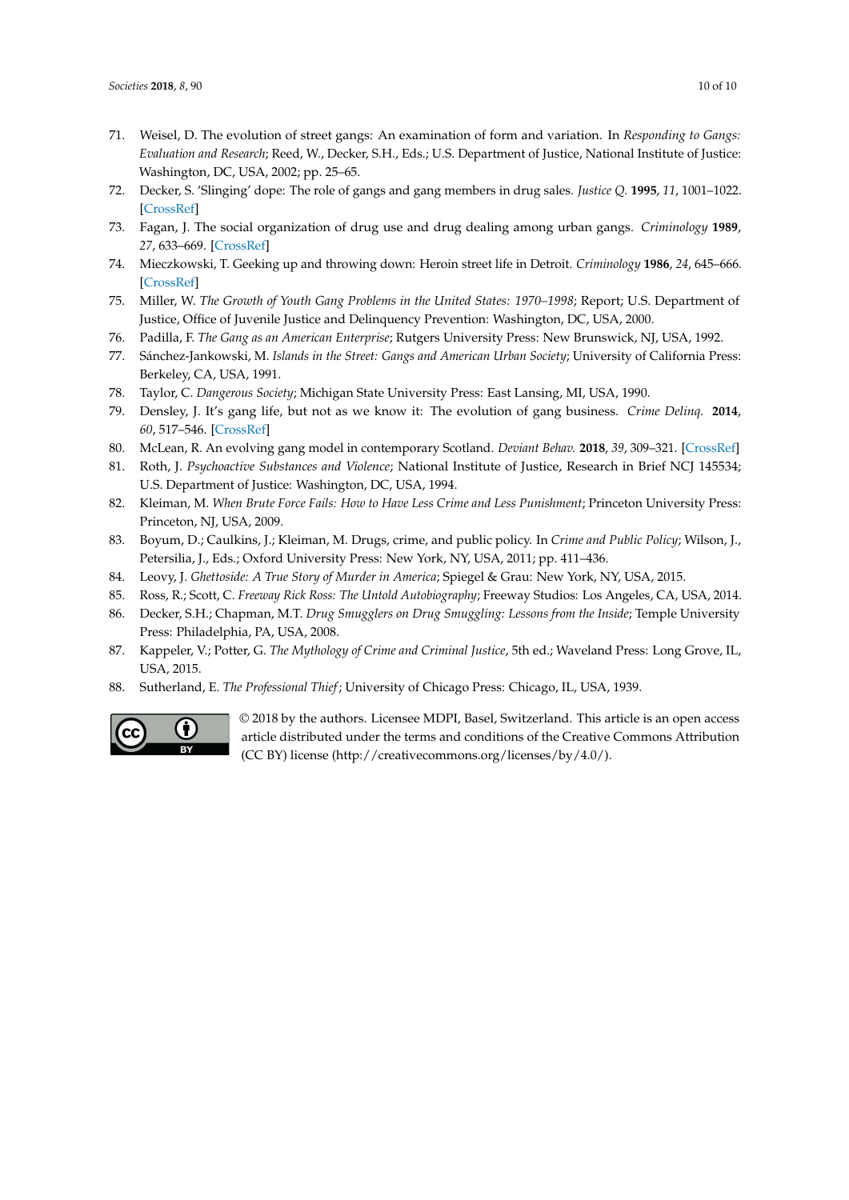71. Weisel, D. The evolution of street gangs: An examination of form and variation. In *Responding to Gangs: Evaluation and Research*; Reed, W., Decker, S.H., Eds.; U.S. Department of Justice, National Institute of Justice: Washington, DC, USA, 2002; pp. 25–65.
72. Decker, S. 'Slinging' dope: The role of gangs and gang members in drug sales. *Justice Q.* **1995**, *11*, 1001–1022. [CrossRef]
73. Fagan, J. The social organization of drug use and drug dealing among urban gangs. *Criminology* **1989**, *27*, 633–669. [CrossRef]
74. Mieczkowski, T. Geeking up and throwing down: Heroin street life in Detroit. *Criminology* **1986**, *24*, 645–666. [CrossRef]
75. Miller, W. *The Growth of Youth Gang Problems in the United States: 1970–1998*; Report; U.S. Department of Justice, Office of Juvenile Justice and Delinquency Prevention: Washington, DC, USA, 2000.
76. Padilla, F. *The Gang as an American Enterprise*; Rutgers University Press: New Brunswick, NJ, USA, 1992.
77. Sánchez-Jankowski, M. *Islands in the Street: Gangs and American Urban Society*; University of California Press: Berkeley, CA, USA, 1991.
78. Taylor, C. *Dangerous Society*; Michigan State University Press: East Lansing, MI, USA, 1990.
79. Densley, J. It's gang life, but not as we know it: The evolution of gang business. *Crime Delinq.* **2014**, *60*, 517–546. [CrossRef]
80. McLean, R. An evolving gang model in contemporary Scotland. *Deviant Behav.* **2018**, *39*, 309–321. [CrossRef]
81. Roth, J. *Psychoactive Substances and Violence*; National Institute of Justice, Research in Brief NCJ 145534; U.S. Department of Justice: Washington, DC, USA, 1994.
82. Kleiman, M. *When Brute Force Fails: How to Have Less Crime and Less Punishment*; Princeton University Press: Princeton, NJ, USA, 2009.
83. Boyum, D.; Caulkins, J.; Kleiman, M. Drugs, crime, and public policy. In *Crime and Public Policy*; Wilson, J., Petersilia, J., Eds.; Oxford University Press: New York, NY, USA, 2011; pp. 411–436.
84. Leovy, J. *Ghettoside: A True Story of Murder in America*; Spiegel & Grau: New York, NY, USA, 2015.
85. Ross, R.; Scott, C. *Freeway Rick Ross: The Untold Autobiography*; Freeway Studios: Los Angeles, CA, USA, 2014.
86. Decker, S.H.; Chapman, M.T. *Drug Smugglers on Drug Smuggling: Lessons from the Inside*; Temple University Press: Philadelphia, PA, USA, 2008.
87. Kappeler, V.; Potter, G. *The Mythology of Crime and Criminal Justice*, 5th ed.; Waveland Press: Long Grove, IL, USA, 2015.
88. Sutherland, E. *The Professional Thief*; University of Chicago Press: Chicago, IL, USA, 1939.

© 2018 by the authors. Licensee MDPI, Basel, Switzerland. This article is an open access article distributed under the terms and conditions of the Creative Commons Attribution (CC BY) license (http://creativecommons.org/licenses/by/4.0/).